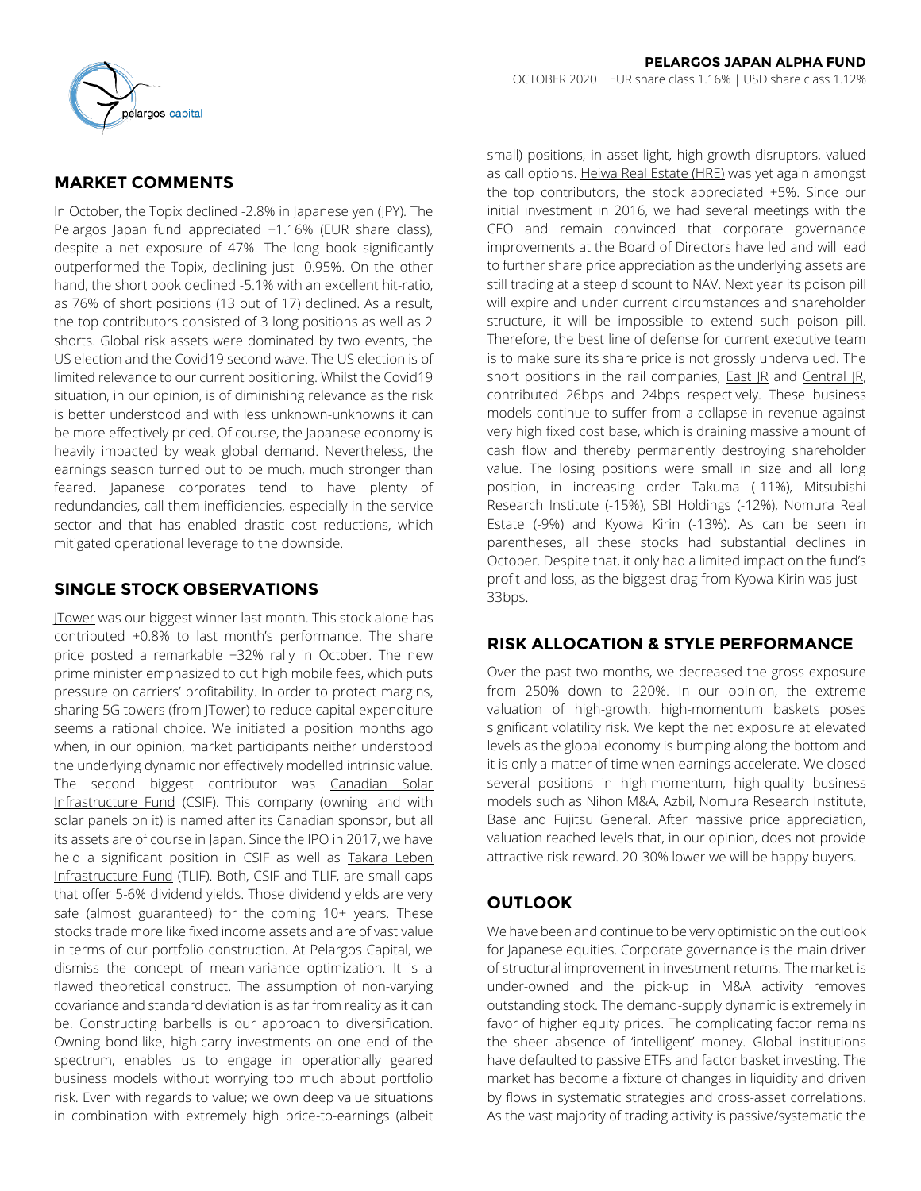**PELARGOS JAPAN ALPHA FUND**

OCTOBER 2020 | EUR share class 1.16% | USD share class 1.12%

## MARKET COMMENTS

In October, the Topix declined -2.8% in Japanese yen (JPY). The Pelargos Japan fund appreciated +1.16% (EUR share class), despite a net exposure of 47%. The long book significantly outperformed the Topix, declining just -0.95%. On the other hand, the short book declined -5.1% with an excellent hit-ratio, as 76% of short positions (13 out of 17) declined. As a result, the top contributors consisted of 3 long positions as well as 2 shorts. Global risk assets were dominated by two events, the US election and the Covid19 second wave. The US election is of limited relevance to our current positioning. Whilst the Covid19 situation, in our opinion, is of diminishing relevance as the risk is better understood and with less unknown-unknowns it can be more effectively priced. Of course, the Japanese economy is heavily impacted by weak global demand. Nevertheless, the earnings season turned out to be much, much stronger than feared. Japanese corporates tend to have plenty of redundancies, call them inefficiencies, especially in the service sector and that has enabled drastic cost reductions, which mitigated operational leverage to the downside.

## SINGLE STOCK OBSERVATIONS

JTower was our biggest winner last month. This stock alone has contributed +0.8% to last month's performance. The share price posted a remarkable +32% rally in October. The new prime minister emphasized to cut high mobile fees, which puts pressure on carriers' profitability. In order to protect margins, sharing 5G towers (from JTower) to reduce capital expenditure seems a rational choice. We initiated a position months ago when, in our opinion, market participants neither understood the underlying dynamic nor effectively modelled intrinsic value. The second biggest contributor was Canadian Solar Infrastructure Fund (CSIF). This company (owning land with solar panels on it) is named after its Canadian sponsor, but all its assets are of course in Japan. Since the IPO in 2017, we have held a significant position in CSIF as well as Takara Leben Infrastructure Fund (TLIF). Both, CSIF and TLIF, are small caps that offer 5-6% dividend yields. Those dividend yields are very safe (almost guaranteed) for the coming 10+ years. These stocks trade more like fixed income assets and are of vast value in terms of our portfolio construction. At Pelargos Capital, we dismiss the concept of mean-variance optimization. It is a flawed theoretical construct. The assumption of non-varying covariance and standard deviation is as far from reality as it can be. Constructing barbells is our approach to diversification. Owning bond-like, high-carry investments on one end of the spectrum, enables us to engage in operationally geared business models without worrying too much about portfolio risk. Even with regards to value; we own deep value situations in combination with extremely high price-to-earnings (albeit small) positions, in asset-light, high-growth disruptors, valued as call options. Heiwa Real Estate (HRE) was yet again amongst the top contributors, the stock appreciated +5%. Since our initial investment in 2016, we had several meetings with the CEO and remain convinced that corporate governance improvements at the Board of Directors have led and will lead to further share price appreciation as the underlying assets are still trading at a steep discount to NAV. Next year its poison pill will expire and under current circumstances and shareholder structure, it will be impossible to extend such poison pill. Therefore, the best line of defense for current executive team is to make sure its share price is not grossly undervalued. The short positions in the rail companies, East JR and Central JR, contributed 26bps and 24bps respectively. These business models continue to suffer from a collapse in revenue against very high fixed cost base, which is draining massive amount of cash flow and thereby permanently destroying shareholder value. The losing positions were small in size and all long position, in increasing order Takuma (-11%), Mitsubishi Research Institute (-15%), SBI Holdings (-12%), Nomura Real Estate (-9%) and Kyowa Kirin (-13%). As can be seen in parentheses, all these stocks had substantial declines in October. Despite that, it only had a limited impact on the fund's profit and loss, as the biggest drag from Kyowa Kirin was just -33bps.

## RISK ALLOCATION & STYLE PERFORMANCE

Over the past two months, we decreased the gross exposure from 250% down to 220%. In our opinion, the extreme valuation of high-growth, high-momentum baskets poses significant volatility risk. We kept the net exposure at elevated levels as the global economy is bumping along the bottom and it is only a matter of time when earnings accelerate. We closed several positions in high-momentum, high-quality business models such as Nihon M&A, Azbil, Nomura Research Institute, Base and Fujitsu General. After massive price appreciation, valuation reached levels that, in our opinion, does not provide attractive risk-reward. 20-30% lower we will be happy buyers.

## OUTLOOK

We have been and continue to be very optimistic on the outlook for Japanese equities. Corporate governance is the main driver of structural improvement in investment returns. The market is under-owned and the pick-up in M&A activity removes outstanding stock. The demand-supply dynamic is extremely in favor of higher equity prices. The complicating factor remains the sheer absence of 'intelligent' money. Global institutions have defaulted to passive ETFs and factor basket investing. The market has become a fixture of changes in liquidity and driven by flows in systematic strategies and cross-asset correlations. As the vast majority of trading activity is passive/systematic the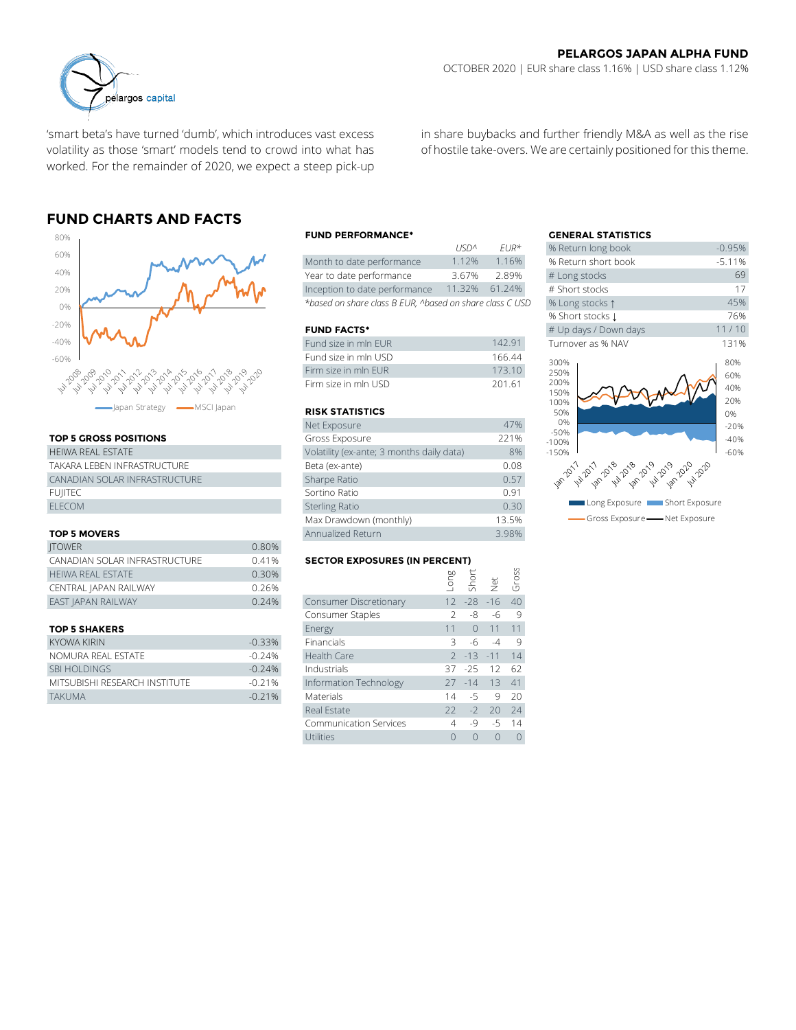**PELARGOS JAPAN ALPHA FUND**

OCTOBER 2020 | EUR share class 1.16% | USD share class 1.12%

'smart beta's have turned 'dumb', which introduces vast excess volatility as those 'smart' models tend to crowd into what has worked. For the remainder of 2020, we expect a steep pick-up in share buybacks and further friendly M&A as well as the rise of hostile take-overs. We are certainly positioned for this theme.

## FUND CHARTS AND FACTS

### TOP 5 GROSS POSITIONS

| |
|---|
| HEIWA REAL ESTATE |
| TAKARA LEBEN INFRASTRUCTURE |
| CANADIAN SOLAR INFRASTRUCTURE |
| FUJITEC |
| ELECOM |

### TOP 5 MOVERS

| | |
|---|---|
| JTOWER | 0.80% |
| CANADIAN SOLAR INFRASTRUCTURE | 0.41% |
| HEIWA REAL ESTATE | 0.30% |
| CENTRAL JAPAN RAILWAY | 0.26% |
| EAST JAPAN RAILWAY | 0.24% |

### TOP 5 SHAKERS

| | |
|---|---|
| KYOWA KIRIN | -0.33% |
| NOMURA REAL ESTATE | -0.24% |
| SBI HOLDINGS | -0.24% |
| MITSUBISHI RESEARCH INSTITUTE | -0.21% |
| TAKUMA | -0.21% |

### FUND PERFORMANCE*

| | USD^ | EUR* |
|---|---|---|
| Month to date performance | 1.12% | 1.16% |
| Year to date performance | 3.67% | 2.89% |
| Inception to date performance | 11.32% | 61.24% |

*based on share class B EUR, ^based on share class C USD

### FUND FACTS*

| | |
|---|---|
| Fund size in mln EUR | 142.91 |
| Fund size in mln USD | 166.44 |
| Firm size in mln EUR | 173.10 |
| Firm size in mln USD | 201.61 |

### RISK STATISTICS

| | |
|---|---|
| Net Exposure | 47% |
| Gross Exposure | 221% |
| Volatility (ex-ante; 3 months daily data) | 8% |
| Beta (ex-ante) | 0.08 |
| Sharpe Ratio | 0.57 |
| Sortino Ratio | 0.91 |
| Sterling Ratio | 0.30 |
| Max Drawdown (monthly) | 13.5% |
| Annualized Return | 3.98% |

### SECTOR EXPOSURES (IN PERCENT)

| | Long | Short | Net | Gross |
|---|---|---|---|---|
| Consumer Discretionary | 12 | -28 | -16 | 40 |
| Consumer Staples | 2 | -8 | -6 | 9 |
| Energy | 11 | 0 | 11 | 11 |
| Financials | 3 | -6 | -4 | 9 |
| Health Care | 2 | -13 | -11 | 14 |
| Industrials | 37 | -25 | 12 | 62 |
| Information Technology | 27 | -14 | 13 | 41 |
| Materials | 14 | -5 | 9 | 20 |
| Real Estate | 22 | -2 | 20 | 24 |
| Communication Services | 4 | -9 | -5 | 14 |
| Utilities | 0 | 0 | 0 | 0 |

### GENERAL STATISTICS

| | |
|---|---|
| % Return long book | -0.95% |
| % Return short book | -5.11% |
| # Long stocks | 69 |
| # Short stocks | 17 |
| % Long stocks ↑ | 45% |
| % Short stocks ↓ | 76% |
| # Up days / Down days | 11 / 10 |
| Turnover as % NAV | 131% |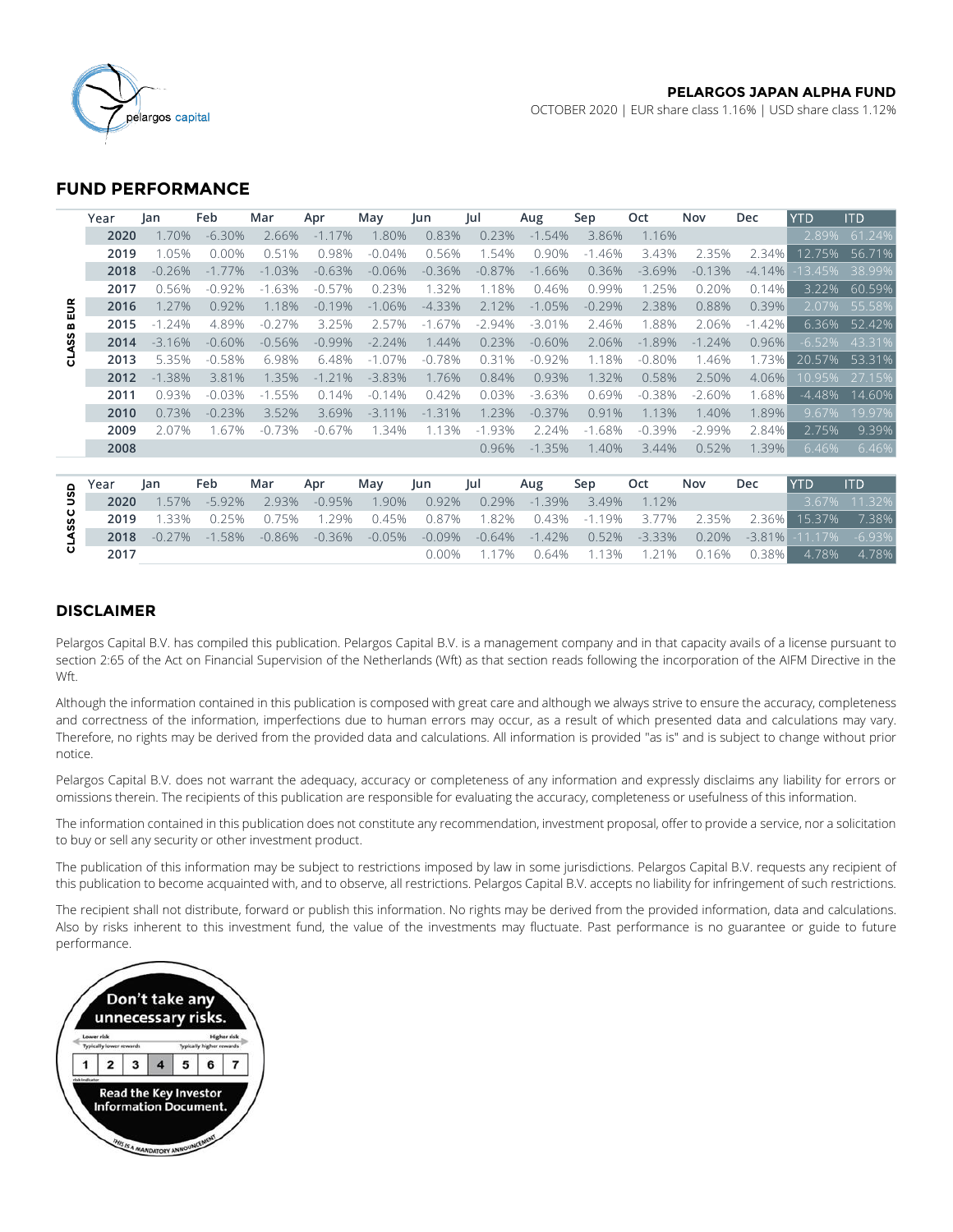**PELARGOS JAPAN ALPHA FUND**

OCTOBER 2020 | EUR share class 1.16% | USD share class 1.12%

## FUND PERFORMANCE

| | Year | Jan | Feb | Mar | Apr | May | Jun | Jul | Aug | Sep | Oct | Nov | Dec | YTD | ITD |
|---|---|---|---|---|---|---|---|---|---|---|---|---|---|---|---|
| CLASS B EUR | 2020 | 1.70% | -6.30% | 2.66% | -1.17% | 1.80% | 0.83% | 0.23% | -1.54% | 3.86% | 1.16% | | | 2.89% | 61.24% |
| | 2019 | 1.05% | 0.00% | 0.51% | 0.98% | -0.04% | 0.56% | 1.54% | 0.90% | -1.46% | 3.43% | 2.35% | 2.34% | 12.75% | 56.71% |
| | 2018 | -0.26% | -1.77% | -1.03% | -0.63% | -0.06% | -0.36% | -0.87% | -1.66% | 0.36% | -3.69% | -0.13% | -4.14% | -13.45% | 38.99% |
| | 2017 | 0.56% | -0.92% | -1.63% | -0.57% | 0.23% | 1.32% | 1.18% | 0.46% | 0.99% | 1.25% | 0.20% | 0.14% | 3.22% | 60.59% |
| | 2016 | 1.27% | 0.92% | 1.18% | -0.19% | -1.06% | -4.33% | 2.12% | -1.05% | -0.29% | 2.38% | 0.88% | 0.39% | 2.07% | 55.58% |
| | 2015 | -1.24% | 4.89% | -0.27% | 3.25% | 2.57% | -1.67% | -2.94% | -3.01% | 2.46% | 1.88% | 2.06% | -1.42% | 6.36% | 52.42% |
| | 2014 | -3.16% | -0.60% | -0.56% | -0.99% | -2.24% | 1.44% | 0.23% | -0.60% | 2.06% | -1.89% | -1.24% | 0.96% | -6.52% | 43.31% |
| | 2013 | 5.35% | -0.58% | 6.98% | 6.48% | -1.07% | -0.78% | 0.31% | -0.92% | 1.18% | -0.80% | 1.46% | 1.73% | 20.57% | 53.31% |
| | 2012 | -1.38% | 3.81% | 1.35% | -1.21% | -3.83% | 1.76% | 0.84% | 0.93% | 1.32% | 0.58% | 2.50% | 4.06% | 10.95% | 27.15% |
| | 2011 | 0.93% | -0.03% | -1.55% | 0.14% | -0.14% | 0.42% | 0.03% | -3.63% | 0.69% | -0.38% | -2.60% | 1.68% | -4.48% | 14.60% |
| | 2010 | 0.73% | -0.23% | 3.52% | 3.69% | -3.11% | -1.31% | 1.23% | -0.37% | 0.91% | 1.13% | 1.40% | 1.89% | 9.67% | 19.97% |
| | 2009 | 2.07% | 1.67% | -0.73% | -0.67% | 1.34% | 1.13% | -1.93% | 2.24% | -1.68% | -0.39% | -2.99% | 2.84% | 2.75% | 9.39% |
| | 2008 | | | | | | | 0.96% | -1.35% | 1.40% | 3.44% | 0.52% | 1.39% | 6.46% | 6.46% |

| | Year | Jan | Feb | Mar | Apr | May | Jun | Jul | Aug | Sep | Oct | Nov | Dec | YTD | ITD |
|---|---|---|---|---|---|---|---|---|---|---|---|---|---|---|---|
| CLASS C USD | 2020 | 1.57% | -5.92% | 2.93% | -0.95% | 1.90% | 0.92% | 0.29% | -1.39% | 3.49% | 1.12% | | | 3.67% | 11.32% |
| | 2019 | 1.33% | 0.25% | 0.75% | 1.29% | 0.45% | 0.87% | 1.82% | 0.43% | -1.19% | 3.77% | 2.35% | 2.36% | 15.37% | 7.38% |
| | 2018 | -0.27% | -1.58% | -0.86% | -0.36% | -0.05% | -0.09% | -0.64% | -1.42% | 0.52% | -3.33% | 0.20% | -3.81% | -11.17% | -6.93% |
| | 2017 | | | | | | 0.00% | 1.17% | 0.64% | 1.13% | 1.21% | 0.16% | 0.38% | 4.78% | 4.78% |

## DISCLAIMER

Pelargos Capital B.V. has compiled this publication. Pelargos Capital B.V. is a management company and in that capacity avails of a license pursuant to section 2:65 of the Act on Financial Supervision of the Netherlands (Wft) as that section reads following the incorporation of the AIFM Directive in the Wft.

Although the information contained in this publication is composed with great care and although we always strive to ensure the accuracy, completeness and correctness of the information, imperfections due to human errors may occur, as a result of which presented data and calculations may vary. Therefore, no rights may be derived from the provided data and calculations. All information is provided "as is" and is subject to change without prior notice.

Pelargos Capital B.V. does not warrant the adequacy, accuracy or completeness of any information and expressly disclaims any liability for errors or omissions therein. The recipients of this publication are responsible for evaluating the accuracy, completeness or usefulness of this information.

The information contained in this publication does not constitute any recommendation, investment proposal, offer to provide a service, nor a solicitation to buy or sell any security or other investment product.

The publication of this information may be subject to restrictions imposed by law in some jurisdictions. Pelargos Capital B.V. requests any recipient of this publication to become acquainted with, and to observe, all restrictions. Pelargos Capital B.V. accepts no liability for infringement of such restrictions.

The recipient shall not distribute, forward or publish this information. No rights may be derived from the provided information, data and calculations. Also by risks inherent to this investment fund, the value of the investments may fluctuate. Past performance is no guarantee or guide to future performance.

Don't take any unnecessary risks.

Lower risk — Higher risk
Typically lower rewards — Typically higher rewards

1 2 3 4 5 6 7

Read the Key Investor Information Document.

THIS IS A MANDATORY ANNOUNCEMENT